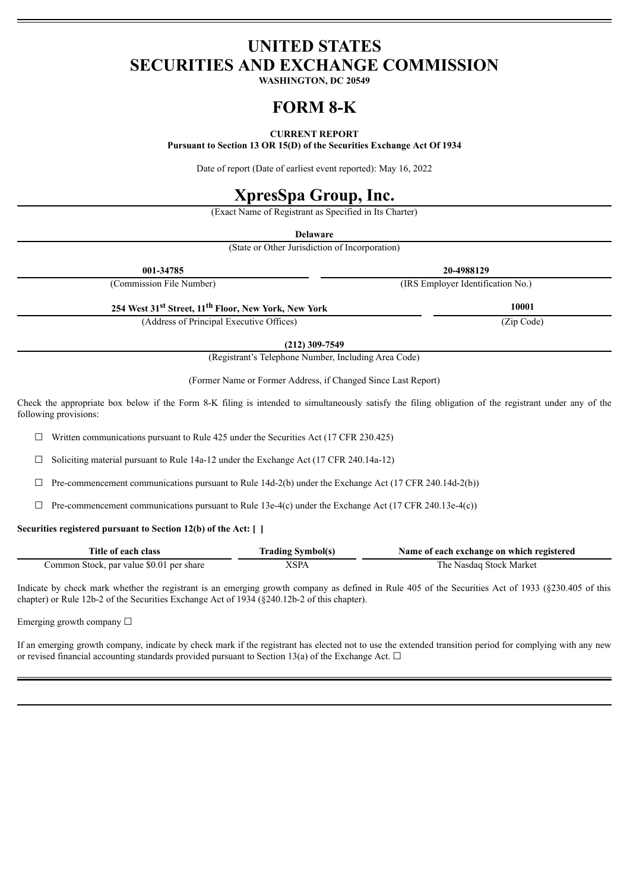# UNITED STATES
# SECURITIES AND EXCHANGE COMMISSION

**WASHINGTON, DC 20549**

# FORM 8-K

**CURRENT REPORT**
**Pursuant to Section 13 OR 15(D) of the Securities Exchange Act Of 1934**

Date of report (Date of earliest event reported): May 16, 2022

# XpresSpa Group, Inc.

(Exact Name of Registrant as Specified in Its Charter)

**Delaware**
(State or Other Jurisdiction of Incorporation)

| **001-34785** | **20-4988129** |
|---|---|
| (Commission File Number) | (IRS Employer Identification No.) |

| **254 West 31st Street, 11th Floor, New York, New York** | **10001** |
|---|---|
| (Address of Principal Executive Offices) | (Zip Code) |

**(212) 309-7549**
(Registrant's Telephone Number, Including Area Code)

(Former Name or Former Address, if Changed Since Last Report)

Check the appropriate box below if the Form 8-K filing is intended to simultaneously satisfy the filing obligation of the registrant under any of the following provisions:

☐ Written communications pursuant to Rule 425 under the Securities Act (17 CFR 230.425)

☐ Soliciting material pursuant to Rule 14a-12 under the Exchange Act (17 CFR 240.14a-12)

☐ Pre-commencement communications pursuant to Rule 14d-2(b) under the Exchange Act (17 CFR 240.14d-2(b))

☐ Pre-commencement communications pursuant to Rule 13e-4(c) under the Exchange Act (17 CFR 240.13e-4(c))

**Securities registered pursuant to Section 12(b) of the Act: [ ]**

| Title of each class | Trading Symbol(s) | Name of each exchange on which registered |
|---|---|---|
| Common Stock, par value $0.01 per share | XSPA | The Nasdaq Stock Market |

Indicate by check mark whether the registrant is an emerging growth company as defined in Rule 405 of the Securities Act of 1933 (§230.405 of this chapter) or Rule 12b-2 of the Securities Exchange Act of 1934 (§240.12b-2 of this chapter).

Emerging growth company ☐

If an emerging growth company, indicate by check mark if the registrant has elected not to use the extended transition period for complying with any new or revised financial accounting standards provided pursuant to Section 13(a) of the Exchange Act. ☐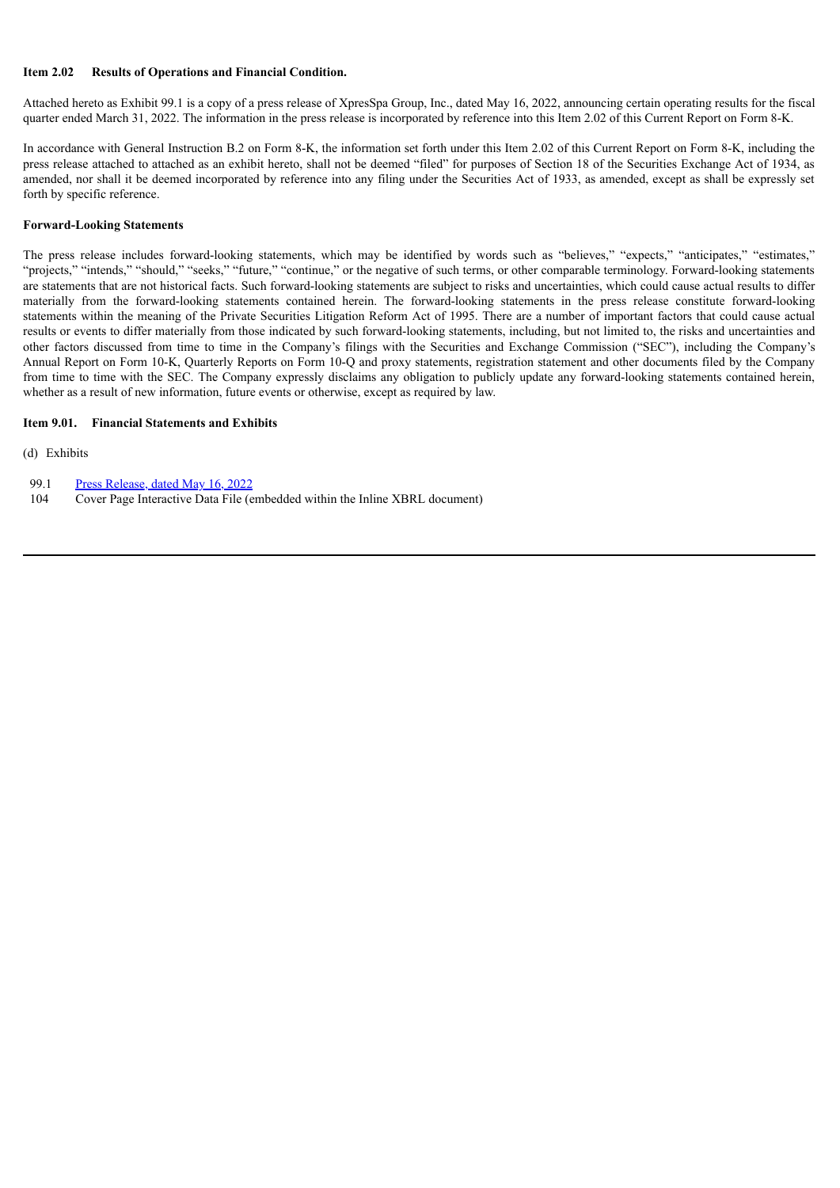**Item 2.02 Results of Operations and Financial Condition.**

Attached hereto as Exhibit 99.1 is a copy of a press release of XpresSpa Group, Inc., dated May 16, 2022, announcing certain operating results for the fiscal quarter ended March 31, 2022. The information in the press release is incorporated by reference into this Item 2.02 of this Current Report on Form 8-K.

In accordance with General Instruction B.2 on Form 8-K, the information set forth under this Item 2.02 of this Current Report on Form 8-K, including the press release attached to attached as an exhibit hereto, shall not be deemed "filed" for purposes of Section 18 of the Securities Exchange Act of 1934, as amended, nor shall it be deemed incorporated by reference into any filing under the Securities Act of 1933, as amended, except as shall be expressly set forth by specific reference.

**Forward-Looking Statements**

The press release includes forward-looking statements, which may be identified by words such as "believes," "expects," "anticipates," "estimates," "projects," "intends," "should," "seeks," "future," "continue," or the negative of such terms, or other comparable terminology. Forward-looking statements are statements that are not historical facts. Such forward-looking statements are subject to risks and uncertainties, which could cause actual results to differ materially from the forward-looking statements contained herein. The forward-looking statements in the press release constitute forward-looking statements within the meaning of the Private Securities Litigation Reform Act of 1995. There are a number of important factors that could cause actual results or events to differ materially from those indicated by such forward-looking statements, including, but not limited to, the risks and uncertainties and other factors discussed from time to time in the Company's filings with the Securities and Exchange Commission ("SEC"), including the Company's Annual Report on Form 10-K, Quarterly Reports on Form 10-Q and proxy statements, registration statement and other documents filed by the Company from time to time with the SEC. The Company expressly disclaims any obligation to publicly update any forward-looking statements contained herein, whether as a result of new information, future events or otherwise, except as required by law.

**Item 9.01. Financial Statements and Exhibits**

(d) Exhibits

| | |
|---|---|
| 99.1 | Press Release, dated May 16, 2022 |
| 104 | Cover Page Interactive Data File (embedded within the Inline XBRL document) |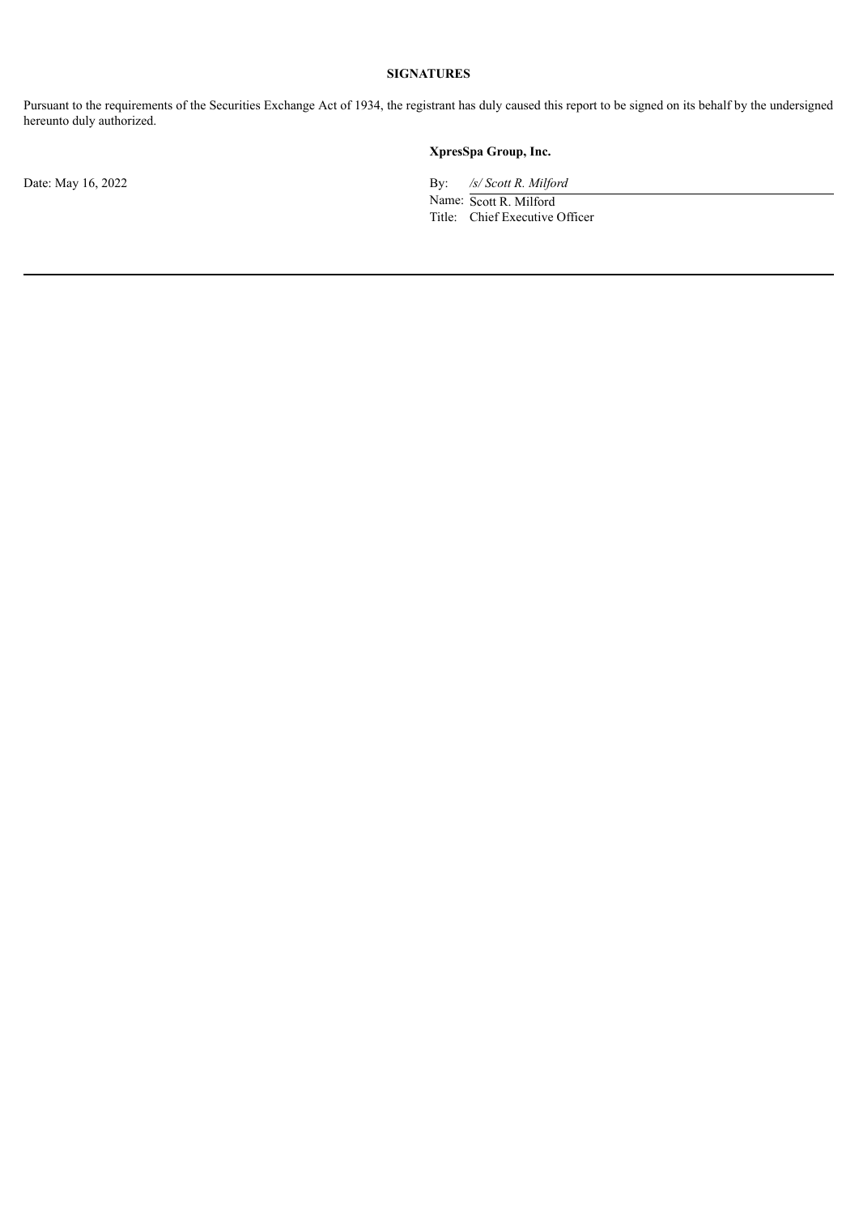**SIGNATURES**

Pursuant to the requirements of the Securities Exchange Act of 1934, the registrant has duly caused this report to be signed on its behalf by the undersigned hereunto duly authorized.

**XpresSpa Group, Inc.**

Date: May 16, 2022

By: */s/ Scott R. Milford*
Name: Scott R. Milford
Title: Chief Executive Officer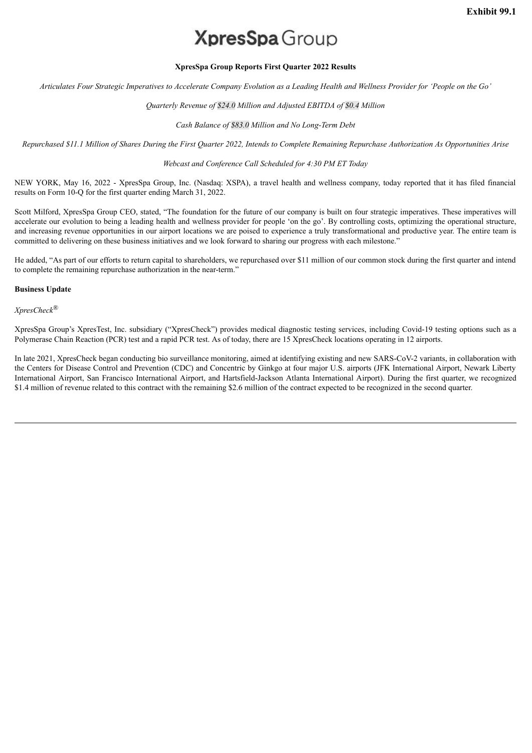**Exhibit 99.1**

XpresSpa Group

**XpresSpa Group Reports First Quarter 2022 Results**

*Articulates Four Strategic Imperatives to Accelerate Company Evolution as a Leading Health and Wellness Provider for 'People on the Go'*

*Quarterly Revenue of $24.0 Million and Adjusted EBITDA of $0.4 Million*

*Cash Balance of $83.0 Million and No Long-Term Debt*

*Repurchased $11.1 Million of Shares During the First Quarter 2022, Intends to Complete Remaining Repurchase Authorization As Opportunities Arise*

*Webcast and Conference Call Scheduled for 4:30 PM ET Today*

NEW YORK, May 16, 2022 - XpresSpa Group, Inc. (Nasdaq: XSPA), a travel health and wellness company, today reported that it has filed financial results on Form 10-Q for the first quarter ending March 31, 2022.

Scott Milford, XpresSpa Group CEO, stated, "The foundation for the future of our company is built on four strategic imperatives. These imperatives will accelerate our evolution to being a leading health and wellness provider for people 'on the go'. By controlling costs, optimizing the operational structure, and increasing revenue opportunities in our airport locations we are poised to experience a truly transformational and productive year. The entire team is committed to delivering on these business initiatives and we look forward to sharing our progress with each milestone."

He added, "As part of our efforts to return capital to shareholders, we repurchased over $11 million of our common stock during the first quarter and intend to complete the remaining repurchase authorization in the near-term."

**Business Update**

*XpresCheck®*

XpresSpa Group's XpresTest, Inc. subsidiary ("XpresCheck") provides medical diagnostic testing services, including Covid-19 testing options such as a Polymerase Chain Reaction (PCR) test and a rapid PCR test. As of today, there are 15 XpresCheck locations operating in 12 airports.

In late 2021, XpresCheck began conducting bio surveillance monitoring, aimed at identifying existing and new SARS-CoV-2 variants, in collaboration with the Centers for Disease Control and Prevention (CDC) and Concentric by Ginkgo at four major U.S. airports (JFK International Airport, Newark Liberty International Airport, San Francisco International Airport, and Hartsfield-Jackson Atlanta International Airport). During the first quarter, we recognized $1.4 million of revenue related to this contract with the remaining $2.6 million of the contract expected to be recognized in the second quarter.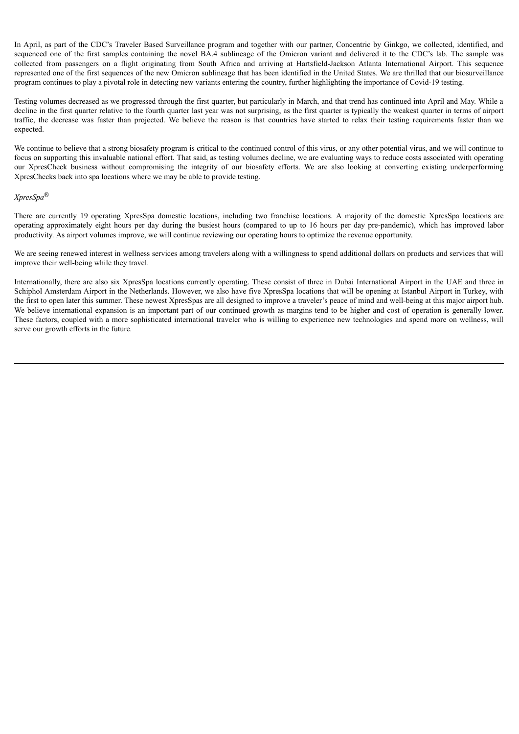In April, as part of the CDC's Traveler Based Surveillance program and together with our partner, Concentric by Ginkgo, we collected, identified, and sequenced one of the first samples containing the novel BA.4 sublineage of the Omicron variant and delivered it to the CDC's lab. The sample was collected from passengers on a flight originating from South Africa and arriving at Hartsfield-Jackson Atlanta International Airport. This sequence represented one of the first sequences of the new Omicron sublineage that has been identified in the United States. We are thrilled that our biosurveillance program continues to play a pivotal role in detecting new variants entering the country, further highlighting the importance of Covid-19 testing.

Testing volumes decreased as we progressed through the first quarter, but particularly in March, and that trend has continued into April and May. While a decline in the first quarter relative to the fourth quarter last year was not surprising, as the first quarter is typically the weakest quarter in terms of airport traffic, the decrease was faster than projected. We believe the reason is that countries have started to relax their testing requirements faster than we expected.

We continue to believe that a strong biosafety program is critical to the continued control of this virus, or any other potential virus, and we will continue to focus on supporting this invaluable national effort. That said, as testing volumes decline, we are evaluating ways to reduce costs associated with operating our XpresCheck business without compromising the integrity of our biosafety efforts. We are also looking at converting existing underperforming XpresChecks back into spa locations where we may be able to provide testing.

*XpresSpa®*

There are currently 19 operating XpresSpa domestic locations, including two franchise locations. A majority of the domestic XpresSpa locations are operating approximately eight hours per day during the busiest hours (compared to up to 16 hours per day pre-pandemic), which has improved labor productivity. As airport volumes improve, we will continue reviewing our operating hours to optimize the revenue opportunity.

We are seeing renewed interest in wellness services among travelers along with a willingness to spend additional dollars on products and services that will improve their well-being while they travel.

Internationally, there are also six XpresSpa locations currently operating. These consist of three in Dubai International Airport in the UAE and three in Schiphol Amsterdam Airport in the Netherlands. However, we also have five XpresSpa locations that will be opening at Istanbul Airport in Turkey, with the first to open later this summer. These newest XpresSpas are all designed to improve a traveler's peace of mind and well-being at this major airport hub. We believe international expansion is an important part of our continued growth as margins tend to be higher and cost of operation is generally lower. These factors, coupled with a more sophisticated international traveler who is willing to experience new technologies and spend more on wellness, will serve our growth efforts in the future.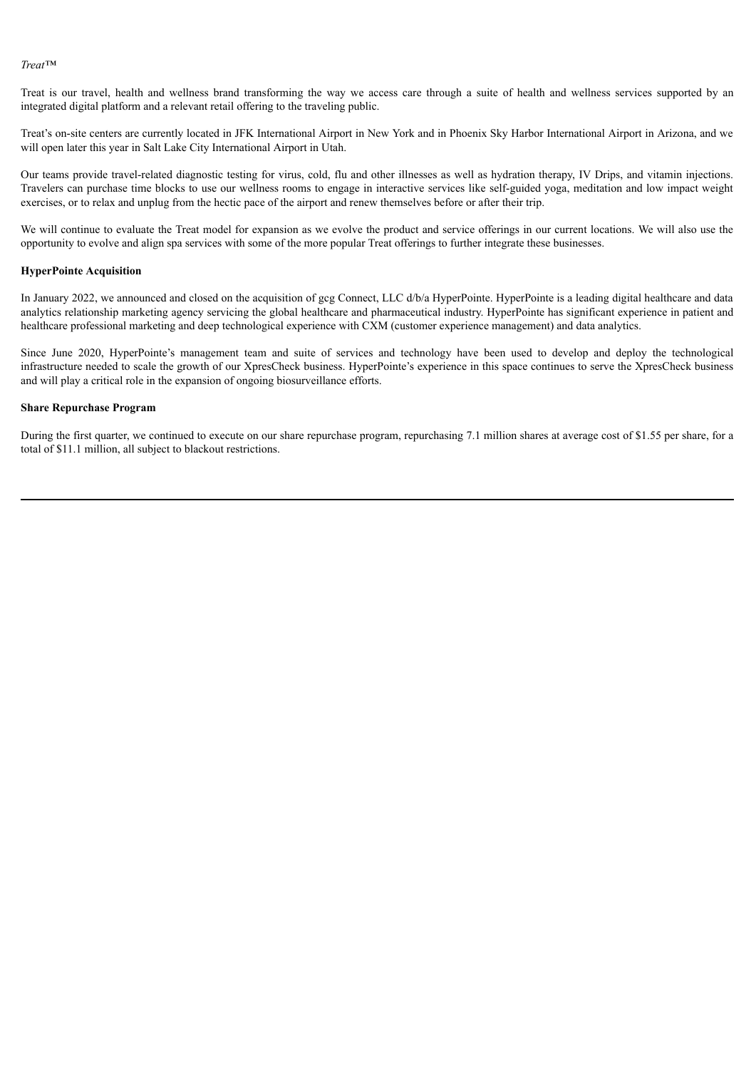*Treat™*

Treat is our travel, health and wellness brand transforming the way we access care through a suite of health and wellness services supported by an integrated digital platform and a relevant retail offering to the traveling public.

Treat's on-site centers are currently located in JFK International Airport in New York and in Phoenix Sky Harbor International Airport in Arizona, and we will open later this year in Salt Lake City International Airport in Utah.

Our teams provide travel-related diagnostic testing for virus, cold, flu and other illnesses as well as hydration therapy, IV Drips, and vitamin injections. Travelers can purchase time blocks to use our wellness rooms to engage in interactive services like self-guided yoga, meditation and low impact weight exercises, or to relax and unplug from the hectic pace of the airport and renew themselves before or after their trip.

We will continue to evaluate the Treat model for expansion as we evolve the product and service offerings in our current locations. We will also use the opportunity to evolve and align spa services with some of the more popular Treat offerings to further integrate these businesses.

**HyperPointe Acquisition**

In January 2022, we announced and closed on the acquisition of gcg Connect, LLC d/b/a HyperPointe. HyperPointe is a leading digital healthcare and data analytics relationship marketing agency servicing the global healthcare and pharmaceutical industry. HyperPointe has significant experience in patient and healthcare professional marketing and deep technological experience with CXM (customer experience management) and data analytics.

Since June 2020, HyperPointe's management team and suite of services and technology have been used to develop and deploy the technological infrastructure needed to scale the growth of our XpresCheck business. HyperPointe's experience in this space continues to serve the XpresCheck business and will play a critical role in the expansion of ongoing biosurveillance efforts.

**Share Repurchase Program**

During the first quarter, we continued to execute on our share repurchase program, repurchasing 7.1 million shares at average cost of $1.55 per share, for a total of $11.1 million, all subject to blackout restrictions.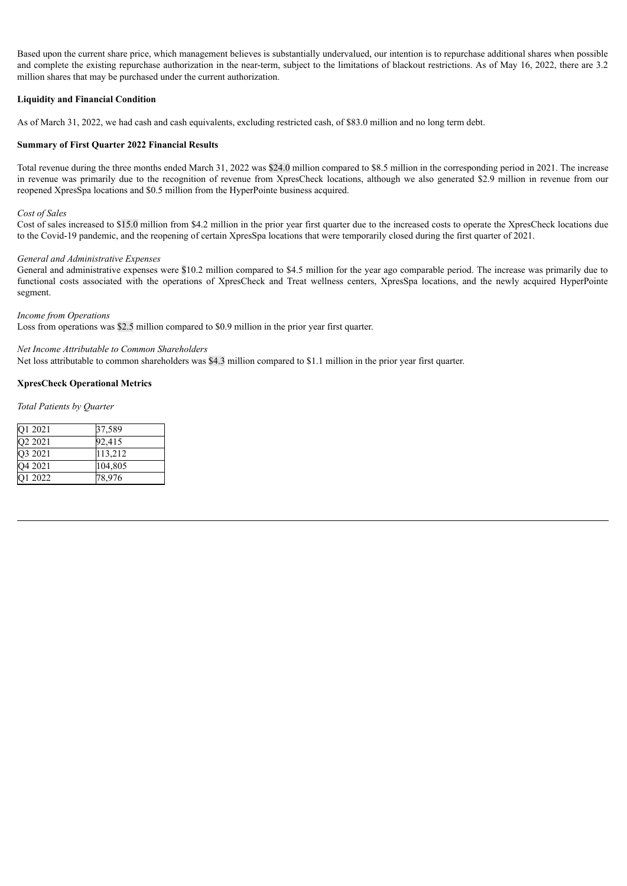Based upon the current share price, which management believes is substantially undervalued, our intention is to repurchase additional shares when possible and complete the existing repurchase authorization in the near-term, subject to the limitations of blackout restrictions. As of May 16, 2022, there are 3.2 million shares that may be purchased under the current authorization.

**Liquidity and Financial Condition**

As of March 31, 2022, we had cash and cash equivalents, excluding restricted cash, of $83.0 million and no long term debt.

**Summary of First Quarter 2022 Financial Results**

Total revenue during the three months ended March 31, 2022 was $24.0 million compared to $8.5 million in the corresponding period in 2021. The increase in revenue was primarily due to the recognition of revenue from XpresCheck locations, although we also generated $2.9 million in revenue from our reopened XpresSpa locations and $0.5 million from the HyperPointe business acquired.

*Cost of Sales*

Cost of sales increased to $15.0 million from $4.2 million in the prior year first quarter due to the increased costs to operate the XpresCheck locations due to the Covid-19 pandemic, and the reopening of certain XpresSpa locations that were temporarily closed during the first quarter of 2021.

*General and Administrative Expenses*

General and administrative expenses were $10.2 million compared to $4.5 million for the year ago comparable period. The increase was primarily due to functional costs associated with the operations of XpresCheck and Treat wellness centers, XpresSpa locations, and the newly acquired HyperPointe segment.

*Income from Operations*

Loss from operations was $2.5 million compared to $0.9 million in the prior year first quarter.

*Net Income Attributable to Common Shareholders*

Net loss attributable to common shareholders was $4.3 million compared to $1.1 million in the prior year first quarter.

**XpresCheck Operational Metrics**

*Total Patients by Quarter*

| | |
|---|---|
| Q1 2021 | 37,589 |
| Q2 2021 | 92,415 |
| Q3 2021 | 113,212 |
| Q4 2021 | 104,805 |
| Q1 2022 | 78,976 |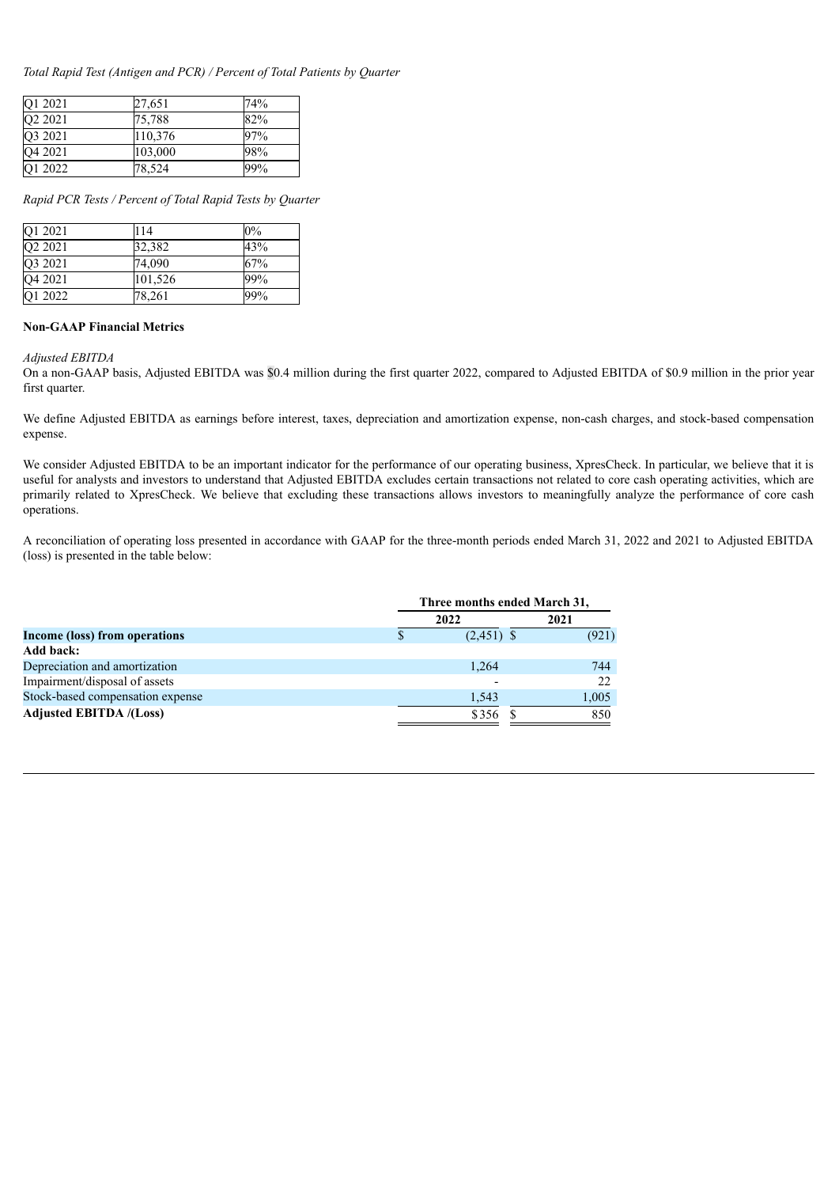*Total Rapid Test (Antigen and PCR) / Percent of Total Patients by Quarter*

| | | |
|---|---|---|
| Q1 2021 | 27,651 | 74% |
| Q2 2021 | 75,788 | 82% |
| Q3 2021 | 110,376 | 97% |
| Q4 2021 | 103,000 | 98% |
| Q1 2022 | 78,524 | 99% |

*Rapid PCR Tests / Percent of Total Rapid Tests by Quarter*

| | | |
|---|---|---|
| Q1 2021 | 114 | 0% |
| Q2 2021 | 32,382 | 43% |
| Q3 2021 | 74,090 | 67% |
| Q4 2021 | 101,526 | 99% |
| Q1 2022 | 78,261 | 99% |

**Non-GAAP Financial Metrics**

*Adjusted EBITDA*

On a non-GAAP basis, Adjusted EBITDA was $0.4 million during the first quarter 2022, compared to Adjusted EBITDA of $0.9 million in the prior year first quarter.

We define Adjusted EBITDA as earnings before interest, taxes, depreciation and amortization expense, non-cash charges, and stock-based compensation expense.

We consider Adjusted EBITDA to be an important indicator for the performance of our operating business, XpresCheck. In particular, we believe that it is useful for analysts and investors to understand that Adjusted EBITDA excludes certain transactions not related to core cash operating activities, which are primarily related to XpresCheck. We believe that excluding these transactions allows investors to meaningfully analyze the performance of core cash operations.

A reconciliation of operating loss presented in accordance with GAAP for the three-month periods ended March 31, 2022 and 2021 to Adjusted EBITDA (loss) is presented in the table below:

| | Three months ended March 31, | |
|---|---|---|
| | **2022** | **2021** |
| **Income (loss) from operations** | $ (2,451) | $ (921) |
| **Add back:** | | |
| Depreciation and amortization | 1,264 | 744 |
| Impairment/disposal of assets | - | 22 |
| Stock-based compensation expense | 1,543 | 1,005 |
| **Adjusted EBITDA /(Loss)** | $356 | $ 850 |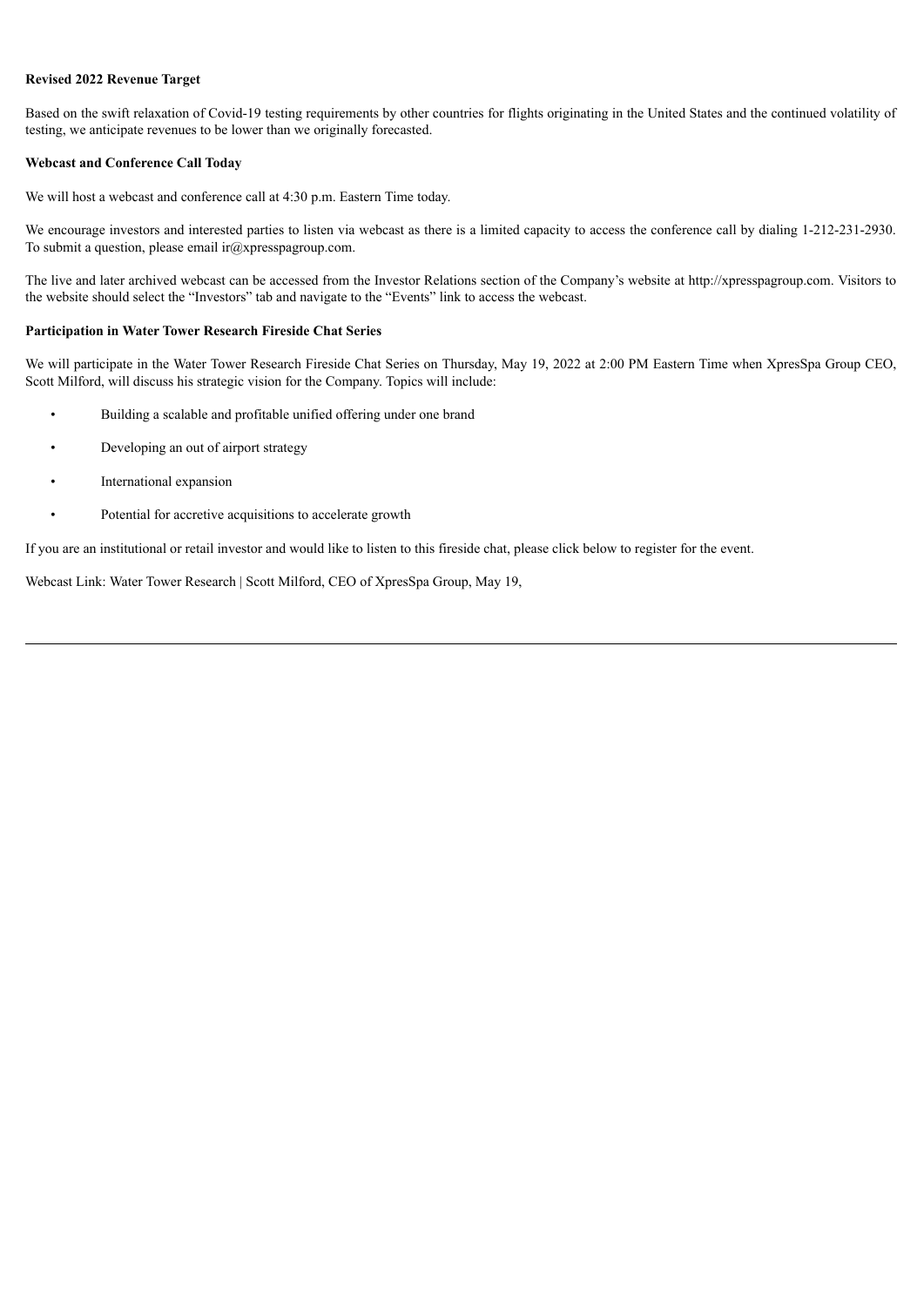**Revised 2022 Revenue Target**

Based on the swift relaxation of Covid-19 testing requirements by other countries for flights originating in the United States and the continued volatility of testing, we anticipate revenues to be lower than we originally forecasted.

**Webcast and Conference Call Today**

We will host a webcast and conference call at 4:30 p.m. Eastern Time today.

We encourage investors and interested parties to listen via webcast as there is a limited capacity to access the conference call by dialing 1-212-231-2930. To submit a question, please email ir@xpresspagroup.com.

The live and later archived webcast can be accessed from the Investor Relations section of the Company's website at http://xpresspagroup.com. Visitors to the website should select the "Investors" tab and navigate to the "Events" link to access the webcast.

**Participation in Water Tower Research Fireside Chat Series**

We will participate in the Water Tower Research Fireside Chat Series on Thursday, May 19, 2022 at 2:00 PM Eastern Time when XpresSpa Group CEO, Scott Milford, will discuss his strategic vision for the Company. Topics will include:

- Building a scalable and profitable unified offering under one brand
- Developing an out of airport strategy
- International expansion
- Potential for accretive acquisitions to accelerate growth

If you are an institutional or retail investor and would like to listen to this fireside chat, please click below to register for the event.

Webcast Link: Water Tower Research | Scott Milford, CEO of XpresSpa Group, May 19,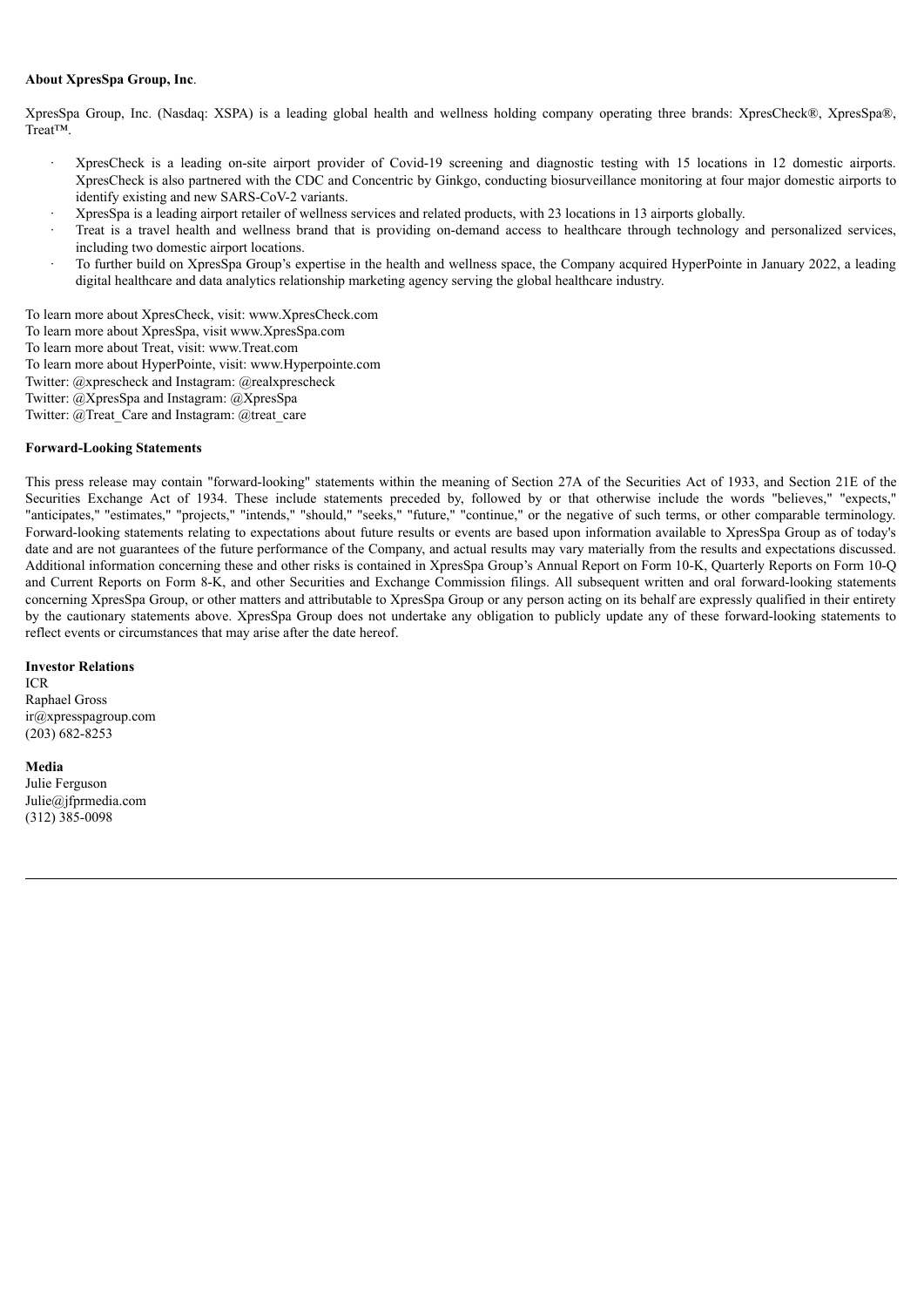**About XpresSpa Group, Inc**.

XpresSpa Group, Inc. (Nasdaq: XSPA) is a leading global health and wellness holding company operating three brands: XpresCheck®, XpresSpa®, Treat™.

- XpresCheck is a leading on-site airport provider of Covid-19 screening and diagnostic testing with 15 locations in 12 domestic airports. XpresCheck is also partnered with the CDC and Concentric by Ginkgo, conducting biosurveillance monitoring at four major domestic airports to identify existing and new SARS-CoV-2 variants.
- XpresSpa is a leading airport retailer of wellness services and related products, with 23 locations in 13 airports globally.
- Treat is a travel health and wellness brand that is providing on-demand access to healthcare through technology and personalized services, including two domestic airport locations.
- To further build on XpresSpa Group's expertise in the health and wellness space, the Company acquired HyperPointe in January 2022, a leading digital healthcare and data analytics relationship marketing agency serving the global healthcare industry.

To learn more about XpresCheck, visit: www.XpresCheck.com
To learn more about XpresSpa, visit www.XpresSpa.com
To learn more about Treat, visit: www.Treat.com
To learn more about HyperPointe, visit: www.Hyperpointe.com
Twitter: @xprescheck and Instagram: @realxprescheck
Twitter: @XpresSpa and Instagram: @XpresSpa
Twitter: @Treat_Care and Instagram: @treat_care

**Forward-Looking Statements**

This press release may contain "forward-looking" statements within the meaning of Section 27A of the Securities Act of 1933, and Section 21E of the Securities Exchange Act of 1934. These include statements preceded by, followed by or that otherwise include the words "believes," "expects," "anticipates," "estimates," "projects," "intends," "should," "seeks," "future," "continue," or the negative of such terms, or other comparable terminology. Forward-looking statements relating to expectations about future results or events are based upon information available to XpresSpa Group as of today's date and are not guarantees of the future performance of the Company, and actual results may vary materially from the results and expectations discussed. Additional information concerning these and other risks is contained in XpresSpa Group's Annual Report on Form 10-K, Quarterly Reports on Form 10-Q and Current Reports on Form 8-K, and other Securities and Exchange Commission filings. All subsequent written and oral forward-looking statements concerning XpresSpa Group, or other matters and attributable to XpresSpa Group or any person acting on its behalf are expressly qualified in their entirety by the cautionary statements above. XpresSpa Group does not undertake any obligation to publicly update any of these forward-looking statements to reflect events or circumstances that may arise after the date hereof.

**Investor Relations**
ICR
Raphael Gross
ir@xpresspagroup.com
(203) 682-8253

**Media**
Julie Ferguson
Julie@jfprmedia.com
(312) 385-0098